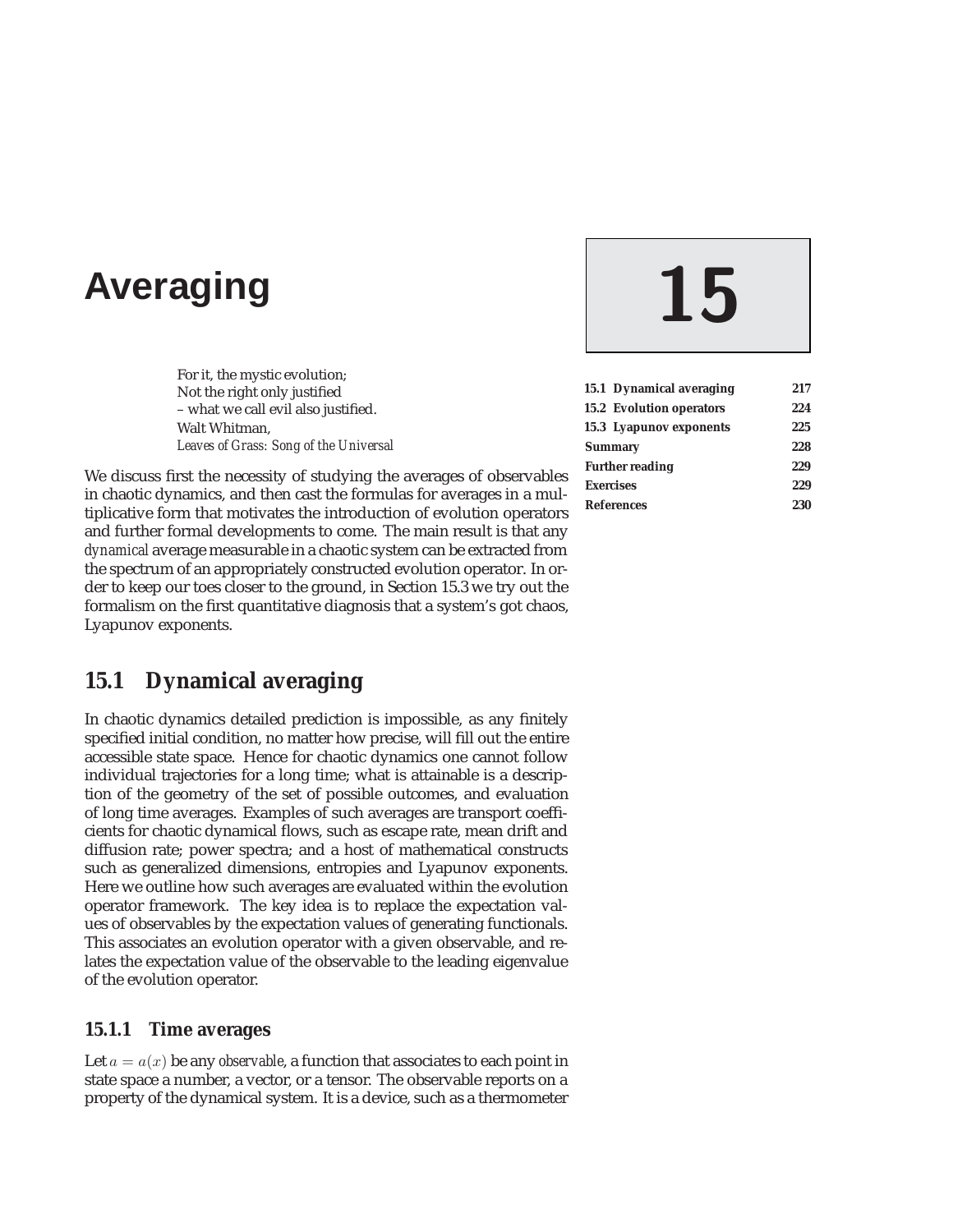# Averaging

# 15

| | |
|---|---|
| **15.1 Dynamical averaging** | **217** |
| **15.2 Evolution operators** | **224** |
| **15.3 Lyapunov exponents** | **225** |
| **Summary** | **228** |
| **Further reading** | **229** |
| **Exercises** | **229** |
| **References** | **230** |

For it, the mystic evolution;
Not the right only justified
– what we call evil also justified.
Walt Whitman,
*Leaves of Grass: Song of the Universal*

We discuss first the necessity of studying the averages of observables in chaotic dynamics, and then cast the formulas for averages in a multiplicative form that motivates the introduction of evolution operators and further formal developments to come. The main result is that any *dynamical* average measurable in a chaotic system can be extracted from the spectrum of an appropriately constructed evolution operator. In order to keep our toes closer to the ground, in Section 15.3 we try out the formalism on the first quantitative diagnosis that a system's got chaos, Lyapunov exponents.

## 15.1 Dynamical averaging

In chaotic dynamics detailed prediction is impossible, as any finitely specified initial condition, no matter how precise, will fill out the entire accessible state space. Hence for chaotic dynamics one cannot follow individual trajectories for a long time; what is attainable is a description of the geometry of the set of possible outcomes, and evaluation of long time averages. Examples of such averages are transport coefficients for chaotic dynamical flows, such as escape rate, mean drift and diffusion rate; power spectra; and a host of mathematical constructs such as generalized dimensions, entropies and Lyapunov exponents. Here we outline how such averages are evaluated within the evolution operator framework. The key idea is to replace the expectation values of observables by the expectation values of generating functionals. This associates an evolution operator with a given observable, and relates the expectation value of the observable to the leading eigenvalue of the evolution operator.

### 15.1.1 Time averages

Let $a = a(x)$ be any *observable*, a function that associates to each point in state space a number, a vector, or a tensor. The observable reports on a property of the dynamical system. It is a device, such as a thermometer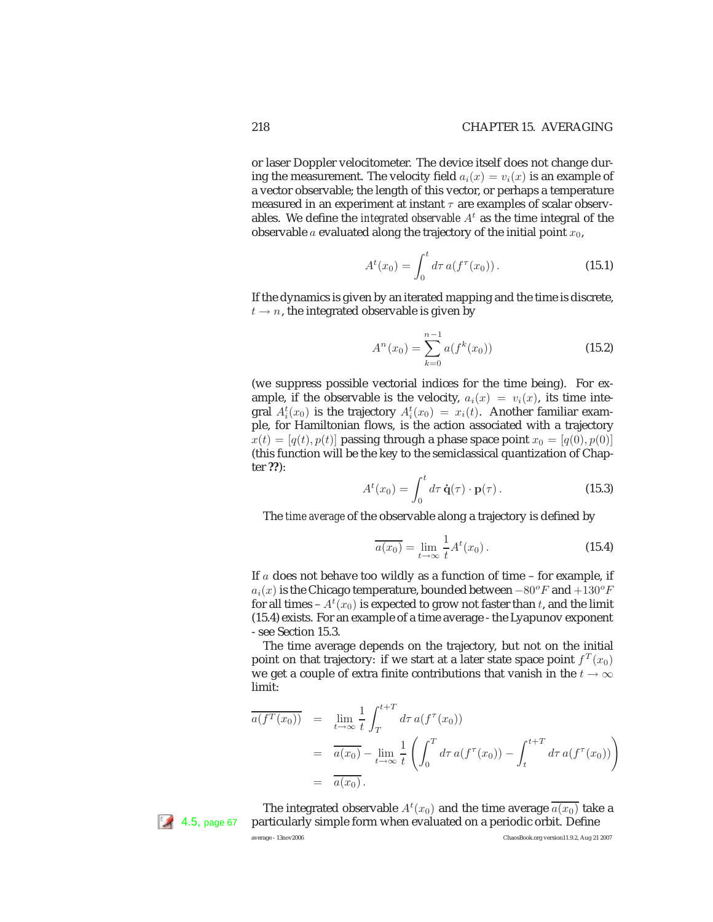or laser Doppler velocitometer. The device itself does not change during the measurement. The velocity field $a_i(x) = v_i(x)$ is an example of a vector observable; the length of this vector, or perhaps a temperature measured in an experiment at instant $\tau$ are examples of scalar observables. We define the *integrated observable* $A^t$ as the time integral of the observable $a$ evaluated along the trajectory of the initial point $x_0$,

$$A^t(x_0) = \int_0^t d\tau \, a(f^\tau(x_0)) \,. \tag{15.1}$$

If the dynamics is given by an iterated mapping and the time is discrete, $t \to n$, the integrated observable is given by

$$A^n(x_0) = \sum_{k=0}^{n-1} a(f^k(x_0)) \tag{15.2}$$

(we suppress possible vectorial indices for the time being). For example, if the observable is the velocity, $a_i(x) = v_i(x)$, its time integral $A_i^t(x_0)$ is the trajectory $A_i^t(x_0) = x_i(t)$. Another familiar example, for Hamiltonian flows, is the action associated with a trajectory $x(t) = [q(t), p(t)]$ passing through a phase space point $x_0 = [q(0), p(0)]$ (this function will be the key to the semiclassical quantization of Chapter **??**):

$$A^t(x_0) = \int_0^t d\tau \, \dot{\mathbf{q}}(\tau) \cdot \mathbf{p}(\tau) \,. \tag{15.3}$$

The *time average* of the observable along a trajectory is defined by

$$\overline{a(x_0)} = \lim_{t \to \infty} \frac{1}{t} A^t(x_0) \,. \tag{15.4}$$

If $a$ does not behave too wildly as a function of time – for example, if $a_i(x)$ is the Chicago temperature, bounded between $-80^o F$ and $+130^o F$ for all times – $A^t(x_0)$ is expected to grow not faster than $t$, and the limit (15.4) exists. For an example of a time average - the Lyapunov exponent - see Section 15.3.

The time average depends on the trajectory, but not on the initial point on that trajectory: if we start at a later state space point $f^T(x_0)$ we get a couple of extra finite contributions that vanish in the $t \to \infty$ limit:

$$\begin{aligned}
\overline{a(f^T(x_0))} &= \lim_{t \to \infty} \frac{1}{t} \int_T^{t+T} d\tau \, a(f^\tau(x_0)) \\
&= \overline{a(x_0)} - \lim_{t \to \infty} \frac{1}{t} \left( \int_0^T d\tau \, a(f^\tau(x_0)) - \int_t^{t+T} d\tau \, a(f^\tau(x_0)) \right) \\
&= \overline{a(x_0)} \,.
\end{aligned}$$

4.5, page 67

The integrated observable $A^t(x_0)$ and the time average $\overline{a(x_0)}$ take a particularly simple form when evaluated on a periodic orbit. Define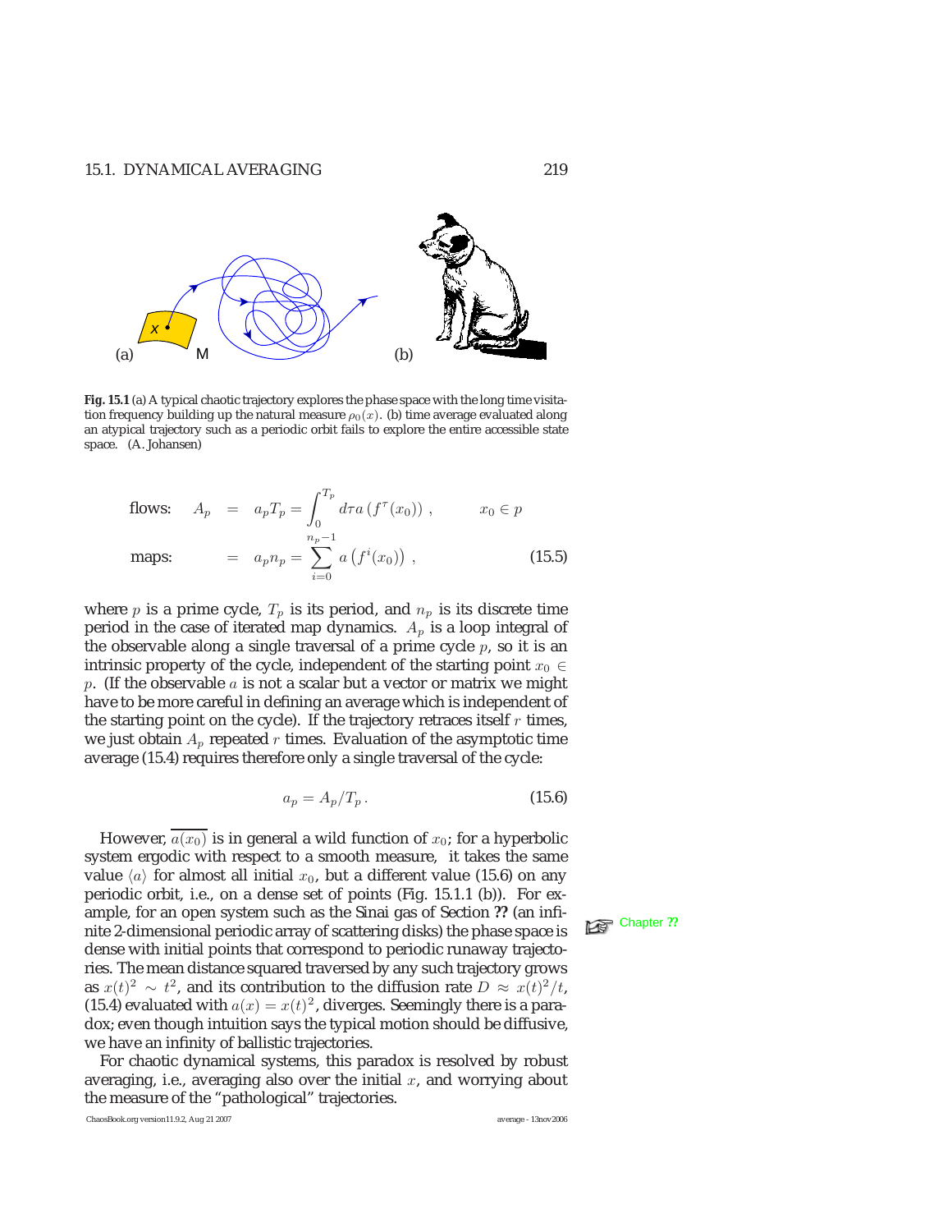**Fig. 15.1** (a) A typical chaotic trajectory explores the phase space with the long time visitation frequency building up the natural measure $\rho_0(x)$. (b) time average evaluated along an atypical trajectory such as a periodic orbit fails to explore the entire accessible state space. (A. Johansen)

$$
\begin{aligned}
\text{flows:} \quad A_p &= a_p T_p = \int_0^{T_p} d\tau\, a\left(f^\tau(x_0)\right), \qquad x_0 \in p \\
\text{maps:} \quad &= a_p n_p = \sum_{i=0}^{n_p-1} a\left(f^i(x_0)\right), \qquad (15.5)
\end{aligned}
$$

where $p$ is a prime cycle, $T_p$ is its period, and $n_p$ is its discrete time period in the case of iterated map dynamics. $A_p$ is a loop integral of the observable along a single traversal of a prime cycle $p$, so it is an intrinsic property of the cycle, independent of the starting point $x_0 \in p$. (If the observable $a$ is not a scalar but a vector or matrix we might have to be more careful in defining an average which is independent of the starting point on the cycle). If the trajectory retraces itself $r$ times, we just obtain $A_p$ repeated $r$ times. Evaluation of the asymptotic time average (15.4) requires therefore only a single traversal of the cycle:

$$
a_p = A_p / T_p \,. \qquad (15.6)
$$

However, $\overline{a(x_0)}$ is in general a wild function of $x_0$; for a hyperbolic system ergodic with respect to a smooth measure, it takes the same value $\langle a \rangle$ for almost all initial $x_0$, but a different value (15.6) on any periodic orbit, i.e., on a dense set of points (Fig. 15.1.1 (b)). For example, for an open system such as the Sinai gas of Section **??** (an infinite 2-dimensional periodic array of scattering disks) the phase space is dense with initial points that correspond to periodic runaway trajectories. The mean distance squared traversed by any such trajectory grows as $x(t)^2 \sim t^2$, and its contribution to the diffusion rate $D \approx x(t)^2/t$, (15.4) evaluated with $a(x) = x(t)^2$, diverges. Seemingly there is a paradox; even though intuition says the typical motion should be diffusive, we have an infinity of ballistic trajectories.

Chapter **??**

For chaotic dynamical systems, this paradox is resolved by robust averaging, i.e., averaging also over the initial $x$, and worrying about the measure of the "pathological" trajectories.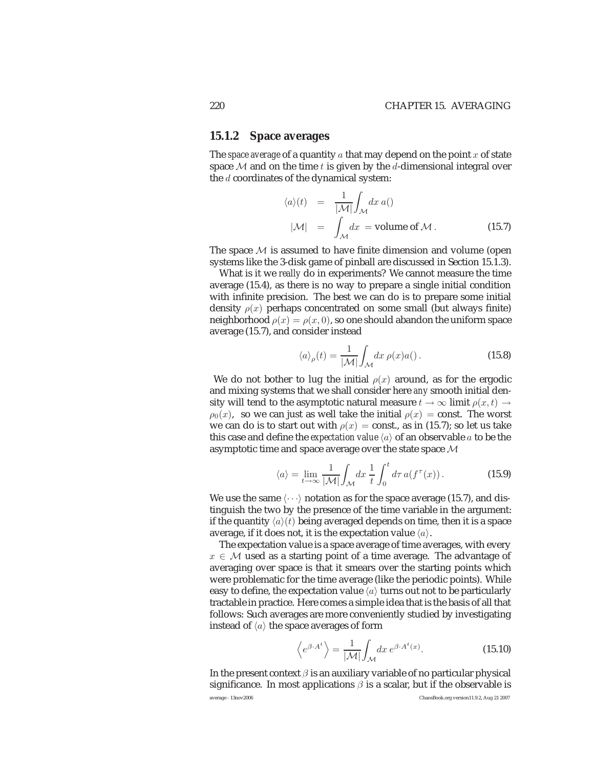### 15.1.2 Space averages

The *space average* of a quantity $a$ that may depend on the point $x$ of state space $\mathcal{M}$ and on the time $t$ is given by the $d$-dimensional integral over the $d$ coordinates of the dynamical system:

$$
\begin{aligned}
\langle a \rangle(t) &= \frac{1}{|\mathcal{M}|} \int_{\mathcal{M}} dx \; a() \\
|\mathcal{M}| &= \int_{\mathcal{M}} dx \; = \text{volume of } \mathcal{M} \, .
\end{aligned}
\tag{15.7}
$$

The space $\mathcal{M}$ is assumed to have finite dimension and volume (open systems like the 3-disk game of pinball are discussed in Section 15.1.3).

What is it we *really* do in experiments? We cannot measure the time average (15.4), as there is no way to prepare a single initial condition with infinite precision. The best we can do is to prepare some initial density $\rho(x)$ perhaps concentrated on some small (but always finite) neighborhood $\rho(x) = \rho(x, 0)$, so one should abandon the uniform space average (15.7), and consider instead

$$
\langle a \rangle_{\rho}(t) = \frac{1}{|\mathcal{M}|} \int_{\mathcal{M}} dx \; \rho(x) a() \, . \tag{15.8}
$$

We do not bother to lug the initial $\rho(x)$ around, as for the ergodic and mixing systems that we shall consider here *any* smooth initial density will tend to the asymptotic natural measure $t \to \infty$ limit $\rho(x, t) \to \rho_0(x)$, so we can just as well take the initial $\rho(x) = \text{const}$. The worst we can do is to start out with $\rho(x) = \text{const.}$, as in (15.7); so let us take this case and define the *expectation value* $\langle a \rangle$ of an observable $a$ to be the asymptotic time and space average over the state space $\mathcal{M}$

$$
\langle a \rangle = \lim_{t \to \infty} \frac{1}{|\mathcal{M}|} \int_{\mathcal{M}} dx \; \frac{1}{t} \int_0^t d\tau \; a(f^{\tau}(x)) \, . \tag{15.9}
$$

We use the same $\langle \cdots \rangle$ notation as for the space average (15.7), and distinguish the two by the presence of the time variable in the argument: if the quantity $\langle a \rangle(t)$ being averaged depends on time, then it is a space average, if it does not, it is the expectation value $\langle a \rangle$.

The expectation value is a space average of time averages, with every $x \in \mathcal{M}$ used as a starting point of a time average. The advantage of averaging over space is that it smears over the starting points which were problematic for the time average (like the periodic points). While easy to define, the expectation value $\langle a \rangle$ turns out not to be particularly tractable in practice. Here comes a simple idea that is the basis of all that follows: Such averages are more conveniently studied by investigating instead of $\langle a \rangle$ the space averages of form

$$
\left\langle e^{\beta \cdot A^t} \right\rangle = \frac{1}{|\mathcal{M}|} \int_{\mathcal{M}} dx \; e^{\beta \cdot A^t(x)} . \tag{15.10}
$$

In the present context $\beta$ is an auxiliary variable of no particular physical significance. In most applications $\beta$ is a scalar, but if the observable is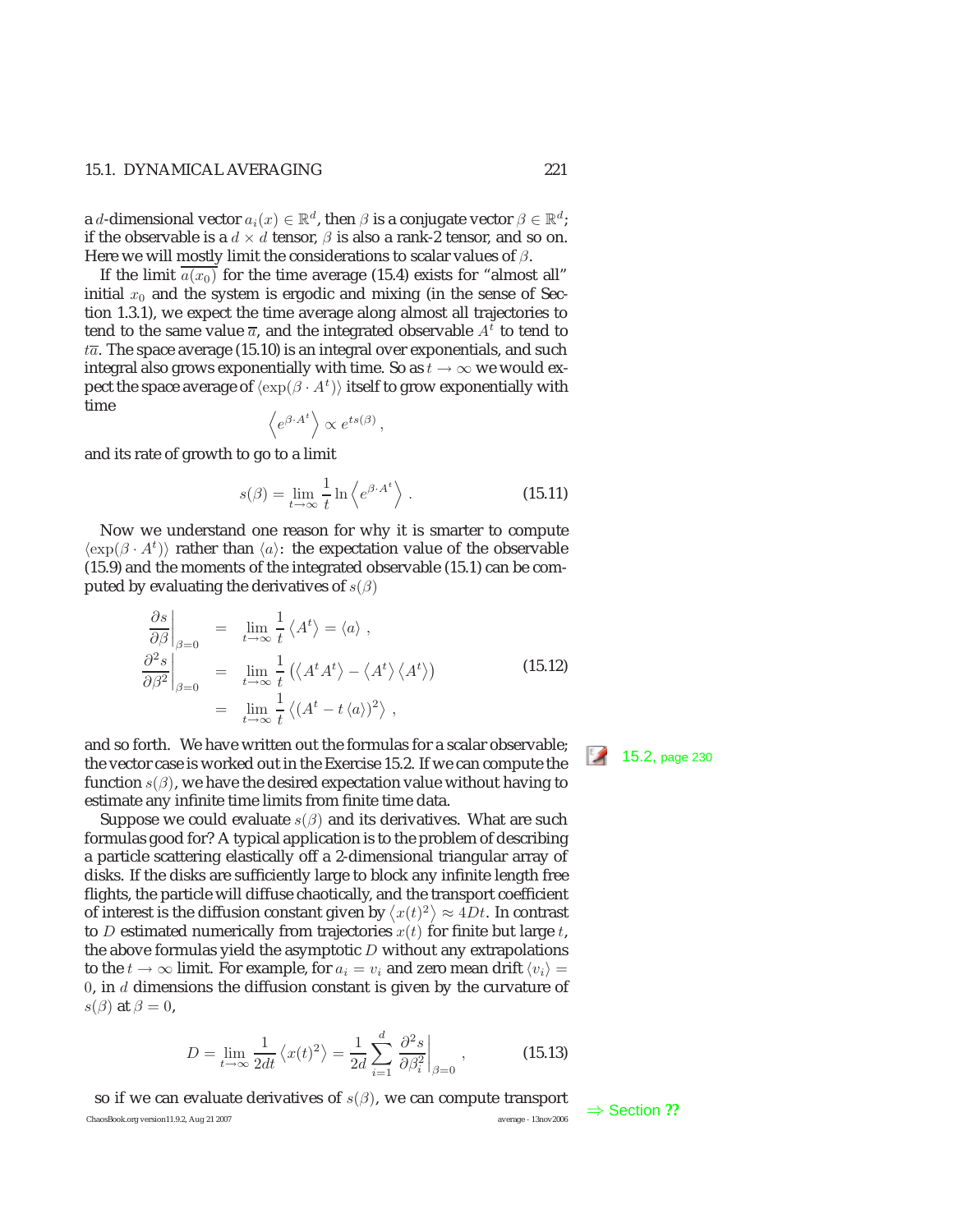a $d$-dimensional vector $a_i(x) \in \mathbb{R}^d$, then $\beta$ is a conjugate vector $\beta \in \mathbb{R}^d$; if the observable is a $d \times d$ tensor, $\beta$ is also a rank-2 tensor, and so on. Here we will mostly limit the considerations to scalar values of $\beta$.

If the limit $\overline{a(x_0)}$ for the time average (15.4) exists for "almost all" initial $x_0$ and the system is ergodic and mixing (in the sense of Section 1.3.1), we expect the time average along almost all trajectories to tend to the same value $\overline{a}$, and the integrated observable $A^t$ to tend to $t\overline{a}$. The space average (15.10) is an integral over exponentials, and such integral also grows exponentially with time. So as $t \to \infty$ we would expect the space average of $\langle \exp(\beta \cdot A^t) \rangle$ itself to grow exponentially with time

$$\left\langle e^{\beta \cdot A^t} \right\rangle \propto e^{ts(\beta)} \,,$$

and its rate of growth to go to a limit

$$s(\beta) = \lim_{t\to\infty} \frac{1}{t} \ln \left\langle e^{\beta \cdot A^t} \right\rangle \,. \tag{15.11}$$

Now we understand one reason for why it is smarter to compute $\langle \exp(\beta \cdot A^t) \rangle$ rather than $\langle a \rangle$: the expectation value of the observable (15.9) and the moments of the integrated observable (15.1) can be computed by evaluating the derivatives of $s(\beta)$

$$\begin{aligned}
\left.\frac{\partial s}{\partial \beta}\right|_{\beta=0} &= \lim_{t\to\infty} \frac{1}{t} \left\langle A^t \right\rangle = \langle a \rangle \,, \\
\left.\frac{\partial^2 s}{\partial \beta^2}\right|_{\beta=0} &= \lim_{t\to\infty} \frac{1}{t} \left( \left\langle A^t A^t \right\rangle - \left\langle A^t \right\rangle \left\langle A^t \right\rangle \right) \\
&= \lim_{t\to\infty} \frac{1}{t} \left\langle (A^t - t\,\langle a \rangle)^2 \right\rangle \,,
\end{aligned} \tag{15.12}$$

and so forth. We have written out the formulas for a scalar observable; the vector case is worked out in the Exercise 15.2. If we can compute the function $s(\beta)$, we have the desired expectation value without having to estimate any infinite time limits from finite time data.

15.2, page 230

Suppose we could evaluate $s(\beta)$ and its derivatives. What are such formulas good for? A typical application is to the problem of describing a particle scattering elastically off a 2-dimensional triangular array of disks. If the disks are sufficiently large to block any infinite length free flights, the particle will diffuse chaotically, and the transport coefficient of interest is the diffusion constant given by $\langle x(t)^2 \rangle \approx 4Dt$. In contrast to $D$ estimated numerically from trajectories $x(t)$ for finite but large $t$, the above formulas yield the asymptotic $D$ without any extrapolations to the $t \to \infty$ limit. For example, for $a_i = v_i$ and zero mean drift $\langle v_i \rangle = 0$, in $d$ dimensions the diffusion constant is given by the curvature of $s(\beta)$ at $\beta = 0$,

$$D = \lim_{t\to\infty} \frac{1}{2dt} \left\langle x(t)^2 \right\rangle = \frac{1}{2d} \sum_{i=1}^{d} \left.\frac{\partial^2 s}{\partial \beta_i^2}\right|_{\beta=0} \,, \tag{15.13}$$

so if we can evaluate derivatives of $s(\beta)$, we can compute transport

⇒ Section ??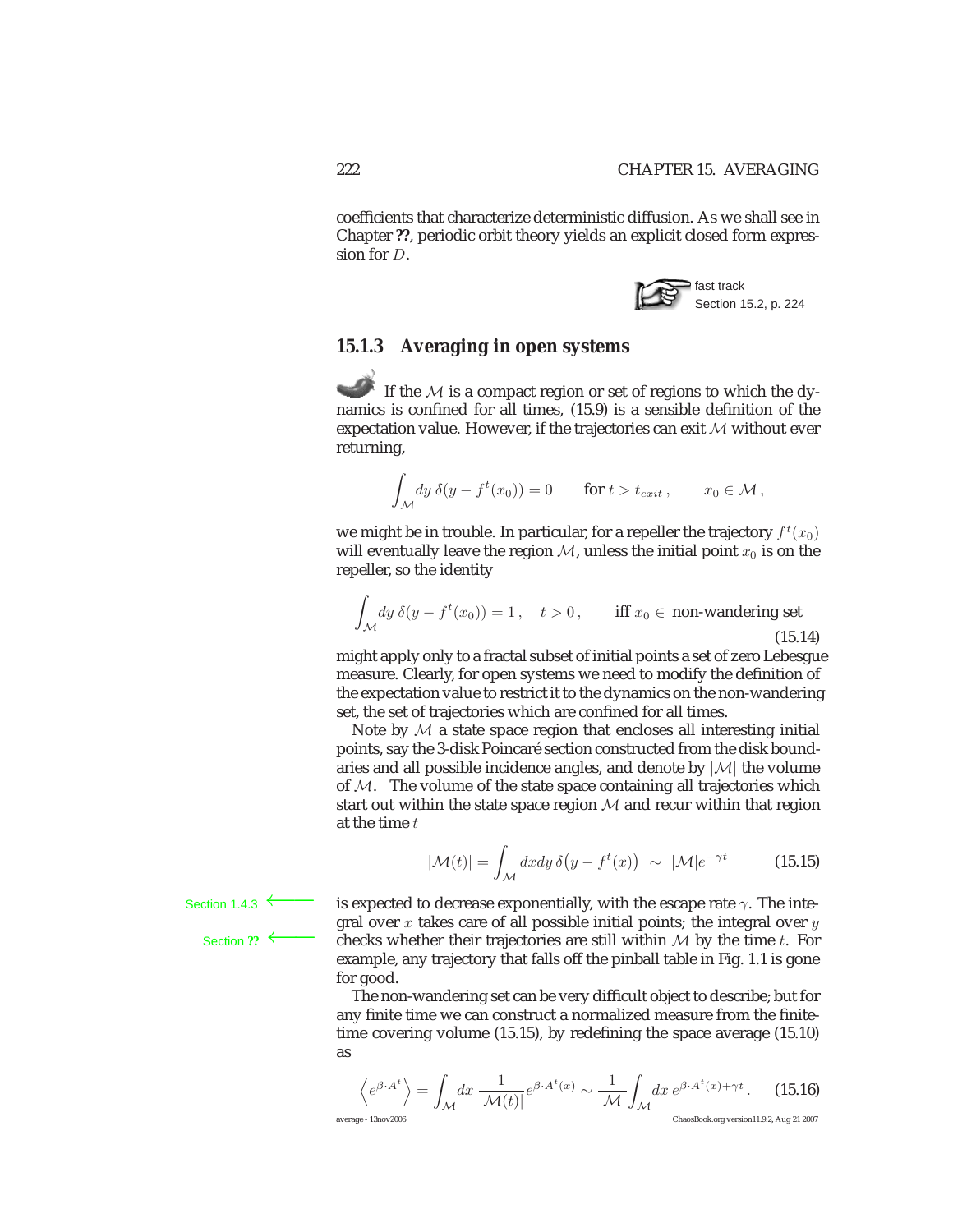coefficients that characterize deterministic diffusion. As we shall see in Chapter **??**, periodic orbit theory yields an explicit closed form expression for $D$.

fast track
Section 15.2, p. 224

### 15.1.3 Averaging in open systems

If the $\mathcal{M}$ is a compact region or set of regions to which the dynamics is confined for all times, (15.9) is a sensible definition of the expectation value. However, if the trajectories can exit $\mathcal{M}$ without ever returning,

$$\int_{\mathcal{M}} dy\, \delta(y - f^t(x_0)) = 0 \qquad \text{for } t > t_{exit}\,, \qquad x_0 \in \mathcal{M}\,,$$

we might be in trouble. In particular, for a repeller the trajectory $f^t(x_0)$ will eventually leave the region $\mathcal{M}$, unless the initial point $x_0$ is on the repeller, so the identity

$$\int_{\mathcal{M}} dy\, \delta(y - f^t(x_0)) = 1\,, \quad t > 0\,, \qquad \text{iff } x_0 \in \text{ non-wandering set} \tag{15.14}$$

might apply only to a fractal subset of initial points a set of zero Lebesgue measure. Clearly, for open systems we need to modify the definition of the expectation value to restrict it to the dynamics on the non-wandering set, the set of trajectories which are confined for all times.

Note by $\mathcal{M}$ a state space region that encloses all interesting initial points, say the 3-disk Poincaré section constructed from the disk boundaries and all possible incidence angles, and denote by $|\mathcal{M}|$ the volume of $\mathcal{M}$. The volume of the state space containing all trajectories which start out within the state space region $\mathcal{M}$ and recur within that region at the time $t$

$$|\mathcal{M}(t)| = \int_{\mathcal{M}} dxdy\, \delta\big(y - f^t(x)\big) \;\sim\; |\mathcal{M}|e^{-\gamma t} \tag{15.15}$$

Section 1.4.3 ⟵

Section **??** ⟵

is expected to decrease exponentially, with the escape rate $\gamma$. The integral over $x$ takes care of all possible initial points; the integral over $y$ checks whether their trajectories are still within $\mathcal{M}$ by the time $t$. For example, any trajectory that falls off the pinball table in Fig. 1.1 is gone for good.

The non-wandering set can be very difficult object to describe; but for any finite time we can construct a normalized measure from the finite-time covering volume (15.15), by redefining the space average (15.10) as

$$\left\langle e^{\beta\cdot A^t} \right\rangle = \int_{\mathcal{M}} dx\, \frac{1}{|\mathcal{M}(t)|} e^{\beta\cdot A^t(x)} \sim \frac{1}{|\mathcal{M}|}\int_{\mathcal{M}} dx\, e^{\beta\cdot A^t(x)+\gamma t}\,. \tag{15.16}$$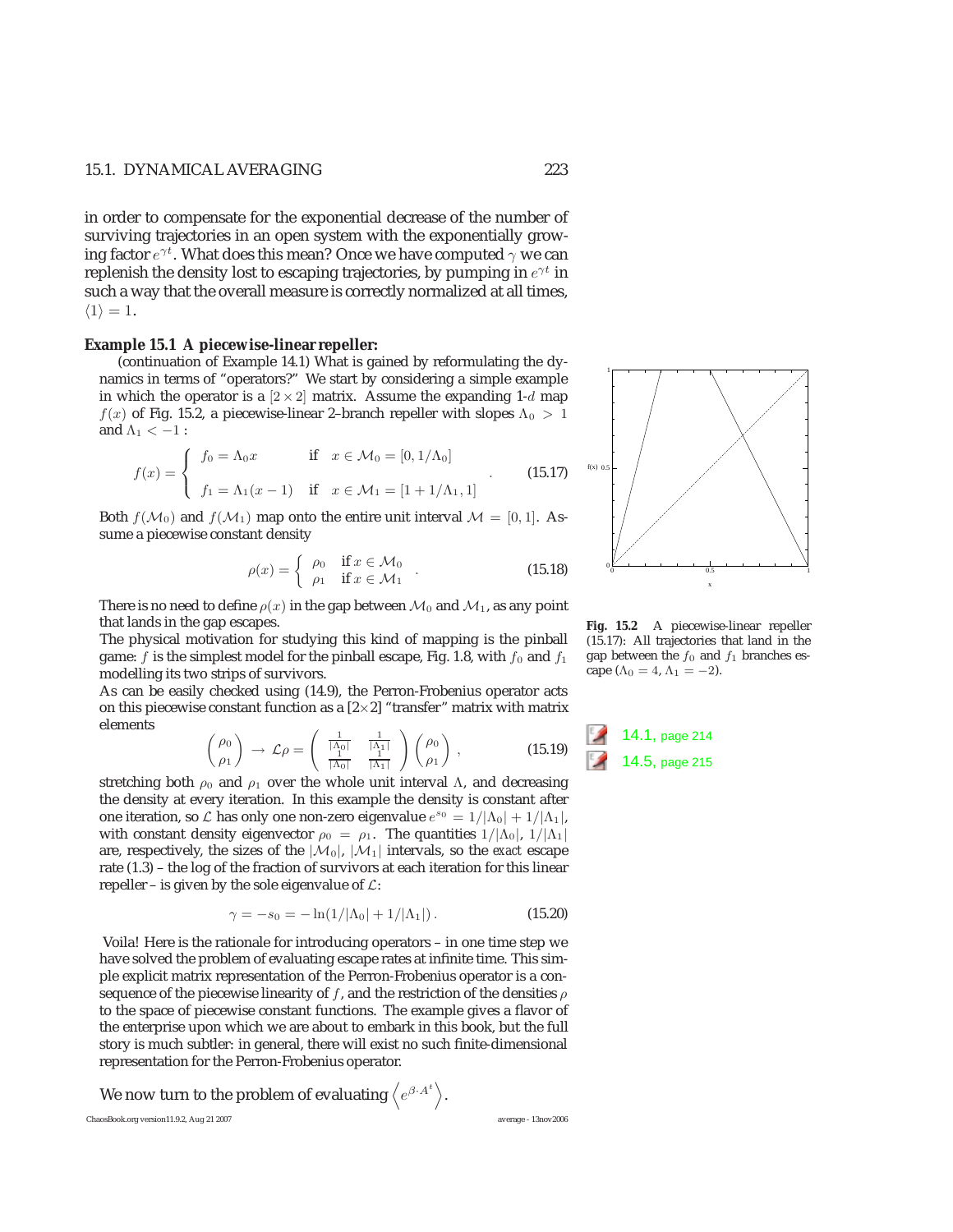in order to compensate for the exponential decrease of the number of surviving trajectories in an open system with the exponentially growing factor $e^{\gamma t}$. What does this mean? Once we have computed $\gamma$ we can replenish the density lost to escaping trajectories, by pumping in $e^{\gamma t}$ in such a way that the overall measure is correctly normalized at all times, $\langle 1 \rangle = 1$.

**Example 15.1 A piecewise-linear repeller:**

(continuation of Example 14.1) What is gained by reformulating the dynamics in terms of "operators?" We start by considering a simple example in which the operator is a $[2 \times 2]$ matrix. Assume the expanding 1-$d$ map $f(x)$ of Fig. 15.2, a piecewise-linear 2–branch repeller with slopes $\Lambda_0 > 1$ and $\Lambda_1 < -1$ :

$$f(x) = \begin{cases} f_0 = \Lambda_0 x & \text{if} \quad x \in \mathcal{M}_0 = [0, 1/\Lambda_0] \\ f_1 = \Lambda_1 (x-1) & \text{if} \quad x \in \mathcal{M}_1 = [1 + 1/\Lambda_1, 1] \end{cases} . \tag{15.17}$$

Both $f(\mathcal{M}_0)$ and $f(\mathcal{M}_1)$ map onto the entire unit interval $\mathcal{M} = [0, 1]$. Assume a piecewise constant density

$$\rho(x) = \begin{cases} \rho_0 & \text{if } x \in \mathcal{M}_0 \\ \rho_1 & \text{if } x \in \mathcal{M}_1 \end{cases} . \tag{15.18}$$

There is no need to define $\rho(x)$ in the gap between $\mathcal{M}_0$ and $\mathcal{M}_1$, as any point that lands in the gap escapes.

The physical motivation for studying this kind of mapping is the pinball game: $f$ is the simplest model for the pinball escape, Fig. 1.8, with $f_0$ and $f_1$ modelling its two strips of survivors.

As can be easily checked using (14.9), the Perron-Frobenius operator acts on this piecewise constant function as a [2×2] "transfer" matrix with matrix elements

$$\begin{pmatrix} \rho_0 \\ \rho_1 \end{pmatrix} \rightarrow \mathcal{L}\rho = \begin{pmatrix} \frac{1}{|\Lambda_0|} & \frac{1}{|\Lambda_1|} \\ \frac{1}{|\Lambda_0|} & \frac{1}{|\Lambda_1|} \end{pmatrix} \begin{pmatrix} \rho_0 \\ \rho_1 \end{pmatrix} , \tag{15.19}$$

stretching both $\rho_0$ and $\rho_1$ over the whole unit interval $\Lambda$, and decreasing the density at every iteration. In this example the density is constant after one iteration, so $\mathcal{L}$ has only one non-zero eigenvalue $e^{s_0} = 1/|\Lambda_0| + 1/|\Lambda_1|$, with constant density eigenvector $\rho_0 = \rho_1$. The quantities $1/|\Lambda_0|$, $1/|\Lambda_1|$ are, respectively, the sizes of the $|\mathcal{M}_0|$, $|\mathcal{M}_1|$ intervals, so the *exact* escape rate (1.3) – the log of the fraction of survivors at each iteration for this linear repeller – is given by the sole eigenvalue of $\mathcal{L}$:

$$\gamma = -s_0 = -\ln(1/|\Lambda_0| + 1/|\Lambda_1|) . \tag{15.20}$$

Voila! Here is the rationale for introducing operators – in one time step we have solved the problem of evaluating escape rates at infinite time. This simple explicit matrix representation of the Perron-Frobenius operator is a consequence of the piecewise linearity of $f$, and the restriction of the densities $\rho$ to the space of piecewise constant functions. The example gives a flavor of the enterprise upon which we are about to embark in this book, but the full story is much subtler: in general, there will exist no such finite-dimensional representation for the Perron-Frobenius operator.

We now turn to the problem of evaluating $\left\langle e^{\beta \cdot A^t} \right\rangle$.

**Fig. 15.2** A piecewise-linear repeller (15.17): All trajectories that land in the gap between the $f_0$ and $f_1$ branches escape ($\Lambda_0 = 4$, $\Lambda_1 = -2$).

14.1, page 214
14.5, page 215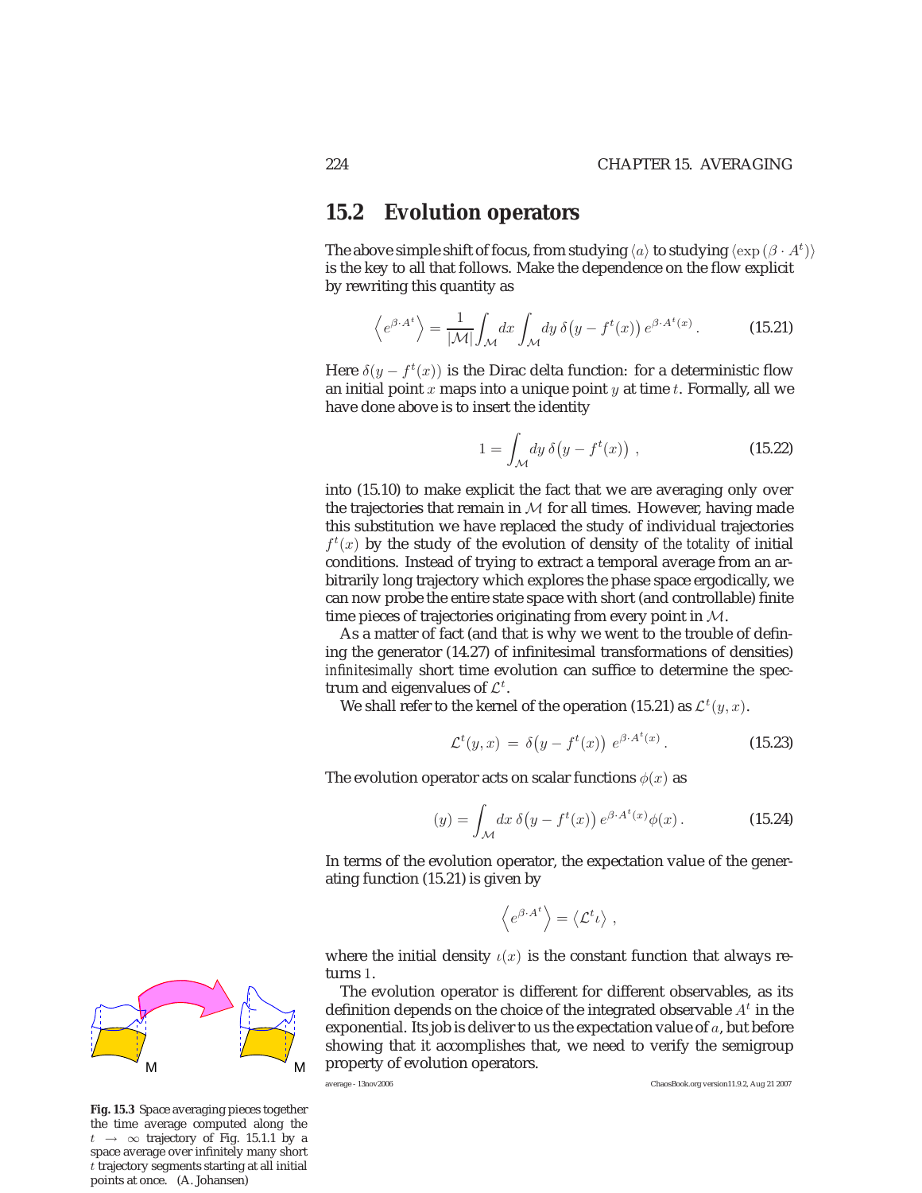## 15.2 Evolution operators

The above simple shift of focus, from studying $\langle a \rangle$ to studying $\langle \exp(\beta \cdot A^t) \rangle$ is the key to all that follows. Make the dependence on the flow explicit by rewriting this quantity as

$$\left\langle e^{\beta \cdot A^t} \right\rangle = \frac{1}{|\mathcal{M}|} \int_{\mathcal{M}} dx \int_{\mathcal{M}} dy \, \delta\big(y - f^t(x)\big) \, e^{\beta \cdot A^t(x)} \,. \tag{15.21}$$

Here $\delta(y - f^t(x))$ is the Dirac delta function: for a deterministic flow an initial point $x$ maps into a unique point $y$ at time $t$. Formally, all we have done above is to insert the identity

$$1 = \int_{\mathcal{M}} dy \, \delta\big(y - f^t(x)\big) \,, \tag{15.22}$$

into (15.10) to make explicit the fact that we are averaging only over the trajectories that remain in $\mathcal{M}$ for all times. However, having made this substitution we have replaced the study of individual trajectories $f^t(x)$ by the study of the evolution of density of *the totality* of initial conditions. Instead of trying to extract a temporal average from an arbitrarily long trajectory which explores the phase space ergodically, we can now probe the entire state space with short (and controllable) finite time pieces of trajectories originating from every point in $\mathcal{M}$.

As a matter of fact (and that is why we went to the trouble of defining the generator (14.27) of infinitesimal transformations of densities) *infinitesimally* short time evolution can suffice to determine the spectrum and eigenvalues of $\mathcal{L}^t$.

We shall refer to the kernel of the operation (15.21) as $\mathcal{L}^t(y, x)$.

$$\mathcal{L}^t(y, x) \; = \; \delta\big(y - f^t(x)\big) \; e^{\beta \cdot A^t(x)} \,. \tag{15.23}$$

The evolution operator acts on scalar functions $\phi(x)$ as

$$(y) = \int_{\mathcal{M}} dx \, \delta\big(y - f^t(x)\big) \, e^{\beta \cdot A^t(x)} \phi(x) \,. \tag{15.24}$$

In terms of the evolution operator, the expectation value of the generating function (15.21) is given by

$$\left\langle e^{\beta \cdot A^t} \right\rangle = \left\langle \mathcal{L}^t \iota \right\rangle \,,$$

where the initial density $\iota(x)$ is the constant function that always returns $1$.

The evolution operator is different for different observables, as its definition depends on the choice of the integrated observable $A^t$ in the exponential. Its job is deliver to us the expectation value of $a$, but before showing that it accomplishes that, we need to verify the semigroup property of evolution operators.

**Fig. 15.3** Space averaging pieces together the time average computed along the $t \to \infty$ trajectory of Fig. 15.1.1 by a space average over infinitely many short $t$ trajectory segments starting at all initial points at once. (A. Johansen)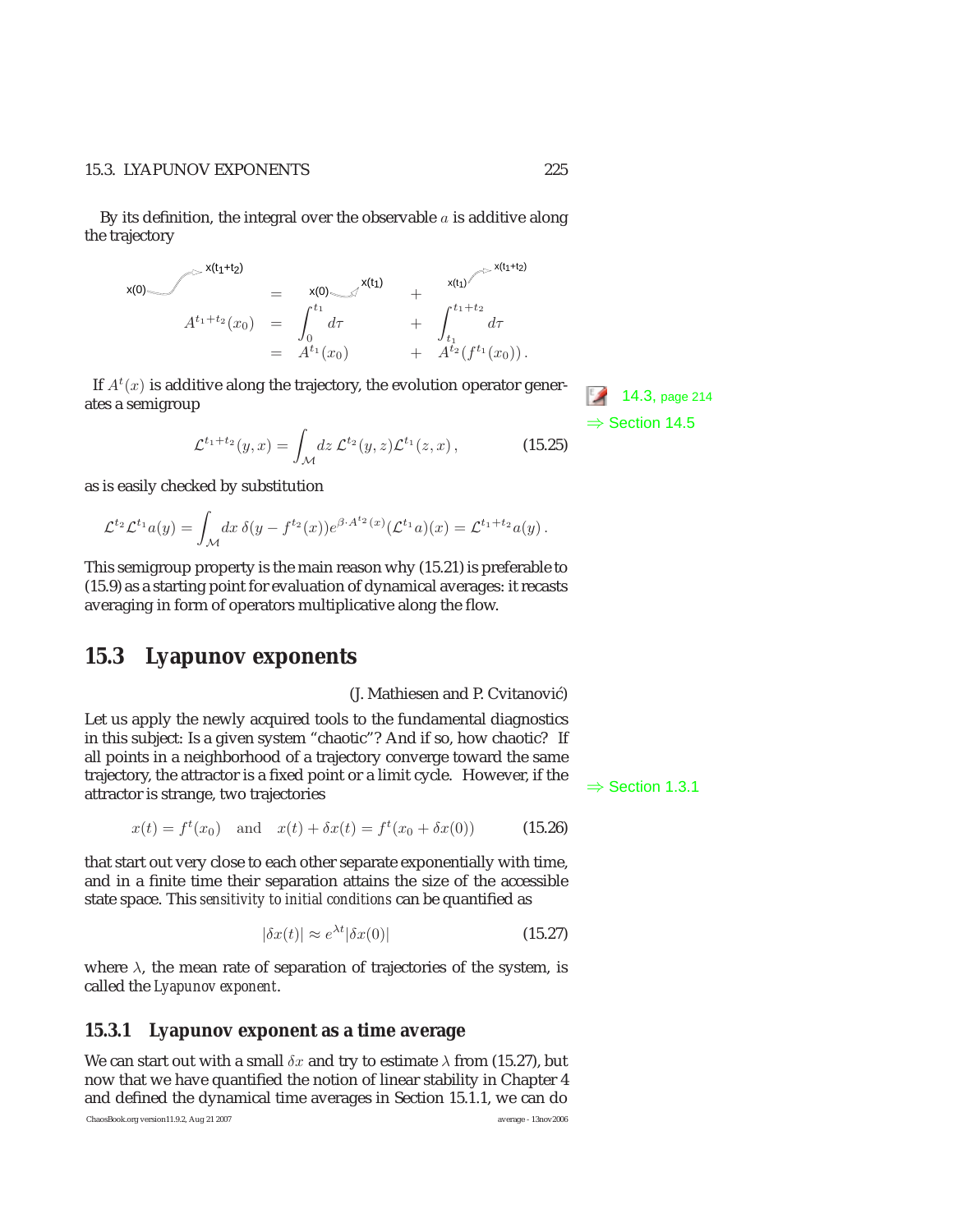By its definition, the integral over the observable $a$ is additive along the trajectory

$$
\begin{array}{rcll}
x(0) \nearrow x(t_1+t_2) & = & x(0) \nearrow x(t_1) & + \quad x(t_1) \nearrow x(t_1+t_2) \\
A^{t_1+t_2}(x_0) & = & \int_0^{t_1} d\tau & + \quad \int_{t_1}^{t_1+t_2} d\tau \\
 & = & A^{t_1}(x_0) & + \quad A^{t_2}(f^{t_1}(x_0)) .
\end{array}
$$

If $A^t(x)$ is additive along the trajectory, the evolution operator generates a semigroup

14.3, page 214

⇒ Section 14.5

$$
\mathcal{L}^{t_1+t_2}(y,x) = \int_{\mathcal{M}} dz\, \mathcal{L}^{t_2}(y,z)\mathcal{L}^{t_1}(z,x) , \tag{15.25}
$$

as is easily checked by substitution

$$
\mathcal{L}^{t_2}\mathcal{L}^{t_1}a(y) = \int_{\mathcal{M}} dx\, \delta(y - f^{t_2}(x))e^{\beta\cdot A^{t_2}(x)}(\mathcal{L}^{t_1}a)(x) = \mathcal{L}^{t_1+t_2}a(y) .
$$

This semigroup property is the main reason why (15.21) is preferable to (15.9) as a starting point for evaluation of dynamical averages: it recasts averaging in form of operators multiplicative along the flow.

## 15.3 Lyapunov exponents

(J. Mathiesen and P. Cvitanović)

Let us apply the newly acquired tools to the fundamental diagnostics in this subject: Is a given system "chaotic"? And if so, how chaotic? If all points in a neighborhood of a trajectory converge toward the same trajectory, the attractor is a fixed point or a limit cycle. However, if the attractor is strange, two trajectories

⇒ Section 1.3.1

$$
x(t) = f^t(x_0) \quad \text{and} \quad x(t) + \delta x(t) = f^t(x_0 + \delta x(0)) \tag{15.26}
$$

that start out very close to each other separate exponentially with time, and in a finite time their separation attains the size of the accessible state space. This *sensitivity to initial conditions* can be quantified as

$$
|\delta x(t)| \approx e^{\lambda t}|\delta x(0)| \tag{15.27}
$$

where $\lambda$, the mean rate of separation of trajectories of the system, is called the *Lyapunov exponent*.

### 15.3.1 Lyapunov exponent as a time average

We can start out with a small $\delta x$ and try to estimate $\lambda$ from (15.27), but now that we have quantified the notion of linear stability in Chapter 4 and defined the dynamical time averages in Section 15.1.1, we can do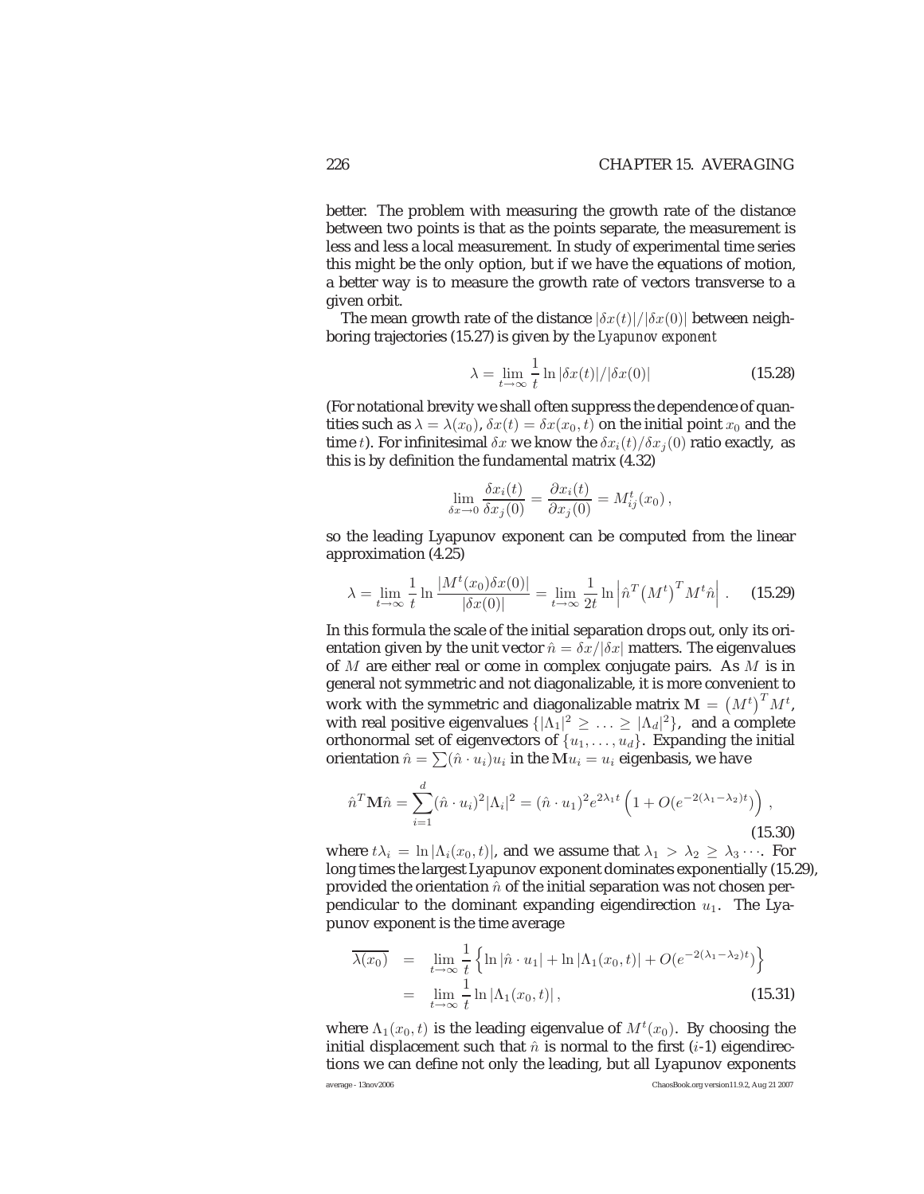better. The problem with measuring the growth rate of the distance between two points is that as the points separate, the measurement is less and less a local measurement. In study of experimental time series this might be the only option, but if we have the equations of motion, a better way is to measure the growth rate of vectors transverse to a given orbit.

The mean growth rate of the distance $|\delta x(t)|/|\delta x(0)|$ between neighboring trajectories (15.27) is given by the *Lyapunov exponent*

$$\lambda = \lim_{t\to\infty} \frac{1}{t} \ln |\delta x(t)|/|\delta x(0)| \tag{15.28}$$

(For notational brevity we shall often suppress the dependence of quantities such as $\lambda = \lambda(x_0)$, $\delta x(t) = \delta x(x_0, t)$ on the initial point $x_0$ and the time $t$). For infinitesimal $\delta x$ we know the $\delta x_i(t)/\delta x_j(0)$ ratio exactly, as this is by definition the fundamental matrix (4.32)

$$\lim_{\delta x\to 0} \frac{\delta x_i(t)}{\delta x_j(0)} = \frac{\partial x_i(t)}{\partial x_j(0)} = M^t_{ij}(x_0)\,,$$

so the leading Lyapunov exponent can be computed from the linear approximation (4.25)

$$\lambda = \lim_{t\to\infty} \frac{1}{t} \ln \frac{|M^t(x_0)\delta x(0)|}{|\delta x(0)|} = \lim_{t\to\infty} \frac{1}{2t} \ln \left| \hat{n}^T \big(M^t\big)^T M^t \hat{n} \right| \,. \tag{15.29}$$

In this formula the scale of the initial separation drops out, only its orientation given by the unit vector $\hat{n} = \delta x/|\delta x|$ matters. The eigenvalues of $M$ are either real or come in complex conjugate pairs. As $M$ is in general not symmetric and not diagonalizable, it is more convenient to work with the symmetric and diagonalizable matrix $\mathbf{M} = \big(M^t\big)^T M^t$, with real positive eigenvalues $\{|\Lambda_1|^2 \geq \ldots \geq |\Lambda_d|^2\}$, and a complete orthonormal set of eigenvectors of $\{u_1, \ldots, u_d\}$. Expanding the initial orientation $\hat{n} = \sum (\hat{n}\cdot u_i) u_i$ in the $\mathbf{M} u_i = u_i$ eigenbasis, we have

$$\hat{n}^T \mathbf{M} \hat{n} = \sum_{i=1}^{d} (\hat{n}\cdot u_i)^2 |\Lambda_i|^2 = (\hat{n}\cdot u_1)^2 e^{2\lambda_1 t} \left(1 + O(e^{-2(\lambda_1-\lambda_2)t})\right)\,, \tag{15.30}$$

where $t\lambda_i = \ln |\Lambda_i(x_0, t)|$, and we assume that $\lambda_1 > \lambda_2 \geq \lambda_3 \cdots$. For long times the largest Lyapunov exponent dominates exponentially (15.29), provided the orientation $\hat{n}$ of the initial separation was not chosen perpendicular to the dominant expanding eigendirection $u_1$. The Lyapunov exponent is the time average

$$\begin{aligned} \overline{\lambda(x_0)} &= \lim_{t\to\infty} \frac{1}{t} \left\{ \ln |\hat{n}\cdot u_1| + \ln |\Lambda_1(x_0, t)| + O(e^{-2(\lambda_1-\lambda_2)t}) \right\} \\ &= \lim_{t\to\infty} \frac{1}{t} \ln |\Lambda_1(x_0, t)|\,, \end{aligned} \tag{15.31}$$

where $\Lambda_1(x_0, t)$ is the leading eigenvalue of $M^t(x_0)$. By choosing the initial displacement such that $\hat{n}$ is normal to the first ($i$-1) eigendirections we can define not only the leading, but all Lyapunov exponents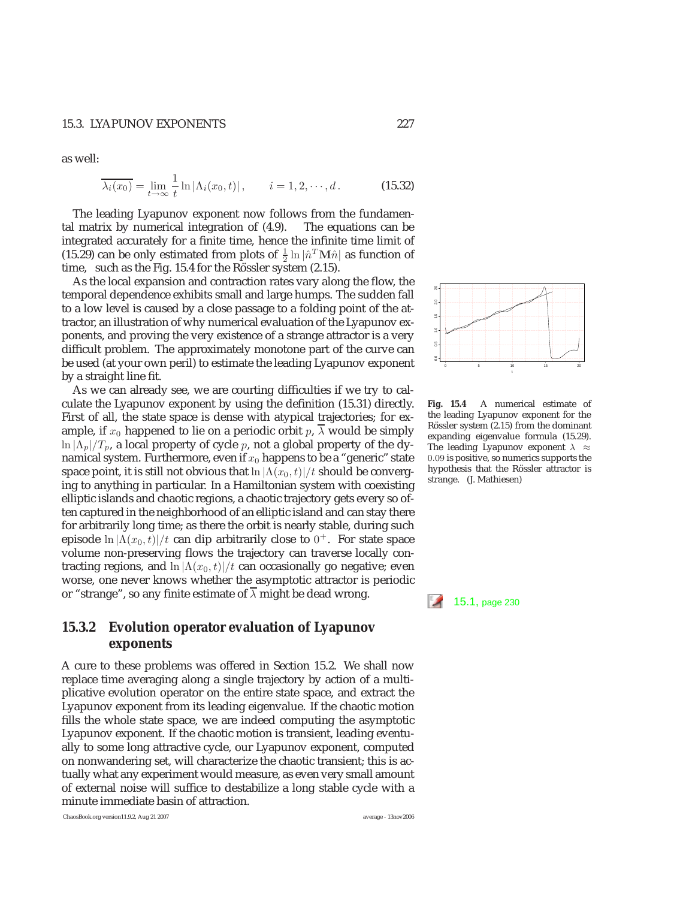as well:

$$\overline{\lambda_i(x_0)} = \lim_{t\to\infty} \frac{1}{t} \ln |\Lambda_i(x_0, t)| , \qquad i = 1, 2, \cdots, d . \tag{15.32}$$

The leading Lyapunov exponent now follows from the fundamental matrix by numerical integration of (4.9). The equations can be integrated accurately for a finite time, hence the infinite time limit of (15.29) can be only estimated from plots of $\frac{1}{2}\ln|\hat{n}^T \mathbf{M}\hat{n}|$ as function of time, such as the Fig. 15.4 for the Rössler system (2.15).

As the local expansion and contraction rates vary along the flow, the temporal dependence exhibits small and large humps. The sudden fall to a low level is caused by a close passage to a folding point of the attractor, an illustration of why numerical evaluation of the Lyapunov exponents, and proving the very existence of a strange attractor is a very difficult problem. The approximately monotone part of the curve can be used (at your own peril) to estimate the leading Lyapunov exponent by a straight line fit.

**Fig. 15.4** A numerical estimate of the leading Lyapunov exponent for the Rössler system (2.15) from the dominant expanding eigenvalue formula (15.29). The leading Lyapunov exponent $\lambda \approx 0.09$ is positive, so numerics supports the hypothesis that the Rössler attractor is strange. (J. Mathiesen)

As we can already see, we are courting difficulties if we try to calculate the Lyapunov exponent by using the definition (15.31) directly. First of all, the state space is dense with atypical trajectories; for example, if $x_0$ happened to lie on a periodic orbit $p$, $\overline{\lambda}$ would be simply $\ln|\Lambda_p|/T_p$, a local property of cycle $p$, not a global property of the dynamical system. Furthermore, even if $x_0$ happens to be a "generic" state space point, it is still not obvious that $\ln|\Lambda(x_0, t)|/t$ should be converging to anything in particular. In a Hamiltonian system with coexisting elliptic islands and chaotic regions, a chaotic trajectory gets every so often captured in the neighborhood of an elliptic island and can stay there for arbitrarily long time; as there the orbit is nearly stable, during such episode $\ln|\Lambda(x_0, t)|/t$ can dip arbitrarily close to $0^+$. For state space volume non-preserving flows the trajectory can traverse locally contracting regions, and $\ln|\Lambda(x_0, t)|/t$ can occasionally go negative; even worse, one never knows whether the asymptotic attractor is periodic or "strange", so any finite estimate of $\overline{\lambda}$ might be dead wrong.

15.1, page 230

## 15.3.2 Evolution operator evaluation of Lyapunov exponents

A cure to these problems was offered in Section 15.2. We shall now replace time averaging along a single trajectory by action of a multiplicative evolution operator on the entire state space, and extract the Lyapunov exponent from its leading eigenvalue. If the chaotic motion fills the whole state space, we are indeed computing the asymptotic Lyapunov exponent. If the chaotic motion is transient, leading eventually to some long attractive cycle, our Lyapunov exponent, computed on nonwandering set, will characterize the chaotic transient; this is actually what any experiment would measure, as even very small amount of external noise will suffice to destabilize a long stable cycle with a minute immediate basin of attraction.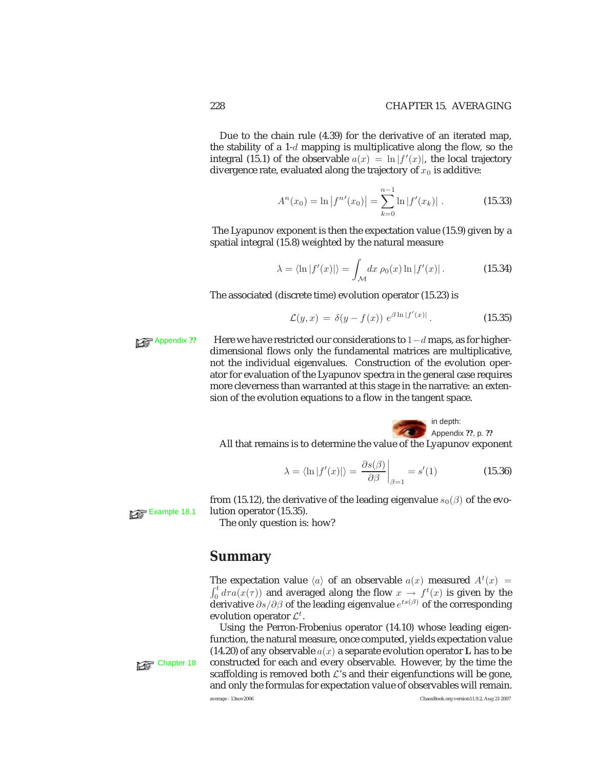Due to the chain rule (4.39) for the derivative of an iterated map, the stability of a 1-$d$ mapping is multiplicative along the flow, so the integral (15.1) of the observable $a(x) = \ln |f'(x)|$, the local trajectory divergence rate, evaluated along the trajectory of $x_0$ is additive:

$$A^n(x_0) = \ln \left| f^{n\prime}(x_0) \right| = \sum_{k=0}^{n-1} \ln |f'(x_k)| \, . \tag{15.33}$$

The Lyapunov exponent is then the expectation value (15.9) given by a spatial integral (15.8) weighted by the natural measure

$$\lambda = \langle \ln |f'(x)| \rangle = \int_{\mathcal{M}} dx \, \rho_0(x) \ln |f'(x)| \, . \tag{15.34}$$

The associated (discrete time) evolution operator (15.23) is

$$\mathcal{L}(y, x) \, = \, \delta(y - f(x)) \, e^{\beta \ln |f'(x)|} \, . \tag{15.35}$$

Appendix ??

Here we have restricted our considerations to $1-d$ maps, as for higher-dimensional flows only the fundamental matrices are multiplicative, not the individual eigenvalues. Construction of the evolution operator for evaluation of the Lyapunov spectra in the general case requires more cleverness than warranted at this stage in the narrative: an extension of the evolution equations to a flow in the tangent space.

in depth:
Appendix ??, p. ??

All that remains is to determine the value of the Lyapunov exponent

$$\lambda = \langle \ln |f'(x)| \rangle = \left. \frac{\partial s(\beta)}{\partial \beta} \right|_{\beta=1} = s'(1) \tag{15.36}$$

from (15.12), the derivative of the leading eigenvalue $s_0(\beta)$ of the evolution operator (15.35).

Example 18.1

The only question is: how?

## Summary

The expectation value $\langle a \rangle$ of an observable $a(x)$ measured $A^t(x) = \int_0^t d\tau a(x(\tau))$ and averaged along the flow $x \to f^t(x)$ is given by the derivative $\partial s / \partial \beta$ of the leading eigenvalue $e^{ts(\beta)}$ of the corresponding evolution operator $\mathcal{L}^t$.

Using the Perron-Frobenius operator (14.10) whose leading eigenfunction, the natural measure, once computed, yields expectation value (14.20) of any observable $a(x)$ a separate evolution operator **L** has to be constructed for each and every observable. However, by the time the scaffolding is removed both $\mathcal{L}$'s and their eigenfunctions will be gone, and only the formulas for expectation value of observables will remain.

Chapter 18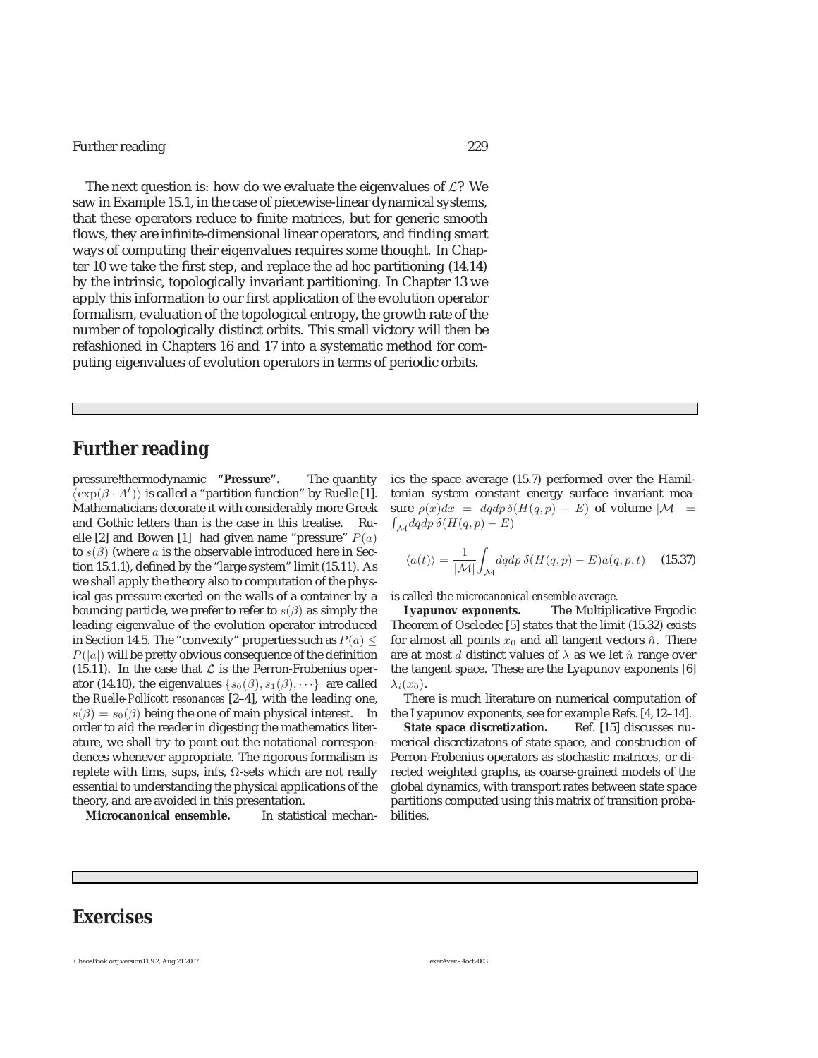The next question is: how do we evaluate the eigenvalues of $\mathcal{L}$? We saw in Example 15.1, in the case of piecewise-linear dynamical systems, that these operators reduce to finite matrices, but for generic smooth flows, they are infinite-dimensional linear operators, and finding smart ways of computing their eigenvalues requires some thought. In Chapter 10 we take the first step, and replace the *ad hoc* partitioning (14.14) by the intrinsic, topologically invariant partitioning. In Chapter 13 we apply this information to our first application of the evolution operator formalism, evaluation of the topological entropy, the growth rate of the number of topologically distinct orbits. This small victory will then be refashioned in Chapters 16 and 17 into a systematic method for computing eigenvalues of evolution operators in terms of periodic orbits.

## Further reading

pressure!thermodynamic **"Pressure".** The quantity $\langle \exp(\beta \cdot A^t) \rangle$ is called a "partition function" by Ruelle [1]. Mathematicians decorate it with considerably more Greek and Gothic letters than is the case in this treatise. Ruelle [2] and Bowen [1] had given name "pressure" $P(a)$ to $s(\beta)$ (where $a$ is the observable introduced here in Section 15.1.1), defined by the "large system" limit (15.11). As we shall apply the theory also to computation of the physical gas pressure exerted on the walls of a container by a bouncing particle, we prefer to refer to $s(\beta)$ as simply the leading eigenvalue of the evolution operator introduced in Section 14.5. The "convexity" properties such as $P(a) \leq P(|a|)$ will be pretty obvious consequence of the definition (15.11). In the case that $\mathcal{L}$ is the Perron-Frobenius operator (14.10), the eigenvalues $\{s_0(\beta), s_1(\beta), \cdots\}$ are called the *Ruelle-Pollicott resonances* [2–4], with the leading one, $s(\beta) = s_0(\beta)$ being the one of main physical interest. In order to aid the reader in digesting the mathematics literature, we shall try to point out the notational correspondences whenever appropriate. The rigorous formalism is replete with lims, sups, infs, $\Omega$-sets which are not really essential to understanding the physical applications of the theory, and are avoided in this presentation.

**Microcanonical ensemble.** In statistical mechanics the space average (15.7) performed over the Hamiltonian system constant energy surface invariant measure $\rho(x)dx = dqdp\,\delta(H(q,p) - E)$ of volume $|\mathcal{M}| = \int_{\mathcal{M}} dqdp\,\delta(H(q,p) - E)$

$$\langle a(t) \rangle = \frac{1}{|\mathcal{M}|} \int_{\mathcal{M}} dqdp\,\delta(H(q,p) - E) a(q,p,t) \quad (15.37)$$

is called the *microcanonical ensemble average*.

**Lyapunov exponents.** The Multiplicative Ergodic Theorem of Oseledec [5] states that the limit (15.32) exists for almost all points $x_0$ and all tangent vectors $\hat{n}$. There are at most $d$ distinct values of $\lambda$ as we let $\hat{n}$ range over the tangent space. These are the Lyapunov exponents [6] $\lambda_i(x_0)$.

There is much literature on numerical computation of the Lyapunov exponents, see for example Refs. [4, 12–14].

**State space discretization.** Ref. [15] discusses numerical discretizatons of state space, and construction of Perron-Frobenius operators as stochastic matrices, or directed weighted graphs, as coarse-grained models of the global dynamics, with transport rates between state space partitions computed using this matrix of transition probabilities.

## Exercises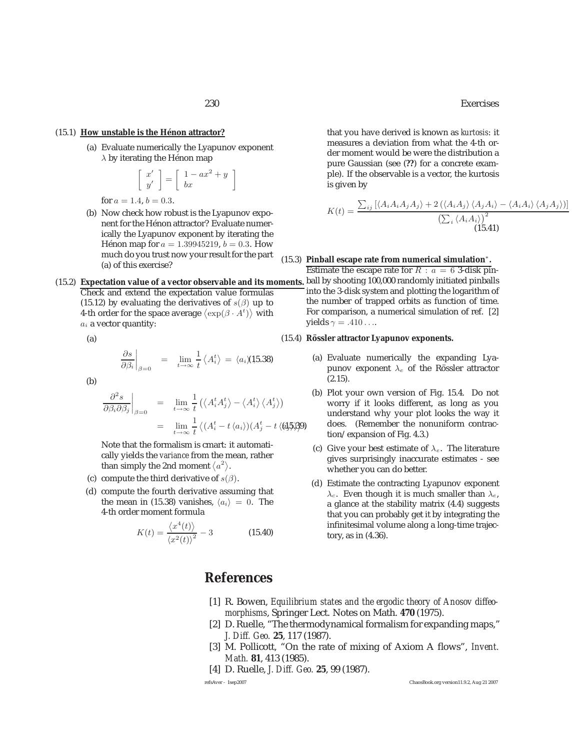(15.1) **How unstable is the Hénon attractor?**

(a) Evaluate numerically the Lyapunov exponent $\lambda$ by iterating the Hénon map

$$\begin{bmatrix} x' \\ y' \end{bmatrix} = \begin{bmatrix} 1 - ax^2 + y \\ bx \end{bmatrix}$$

for $a = 1.4$, $b = 0.3$.

(b) Now check how robust is the Lyapunov exponent for the Hénon attractor? Evaluate numerically the Lyapunov exponent by iterating the Hénon map for $a = 1.39945219$, $b = 0.3$. How much do you trust now your result for the part (a) of this exercise?

(15.2) **Expectation value of a vector observable and its moments.** Check and extend the expectation value formulas (15.12) by evaluating the derivatives of $s(\beta)$ up to 4-th order for the space average $\langle \exp(\beta \cdot A^t) \rangle$ with $a_i$ a vector quantity:

(a)

$$\left. \frac{\partial s}{\partial \beta_i} \right|_{\beta=0} = \lim_{t\to\infty} \frac{1}{t} \left\langle A_i^t \right\rangle = \langle a_i \rangle \tag{15.38}$$

(b)

$$\begin{aligned} \left. \frac{\partial^2 s}{\partial \beta_i \partial \beta_j} \right|_{\beta=0} &= \lim_{t\to\infty} \frac{1}{t} \left( \left\langle A_i^t A_j^t \right\rangle - \left\langle A_i^t \right\rangle \left\langle A_j^t \right\rangle \right) \\ &= \lim_{t\to\infty} \frac{1}{t} \left\langle (A_i^t - t\,\langle a_i \rangle)(A_j^t - t\,\langle a_j \rangle) \right\rangle \end{aligned} \tag{15.39}$$

Note that the formalism is cmart: it automatically yields the *variance* from the mean, rather than simply the 2nd moment $\langle a^2 \rangle$.

(c) compute the third derivative of $s(\beta)$.

(d) compute the fourth derivative assuming that the mean in (15.38) vanishes, $\langle a_i \rangle = 0$. The 4-th order moment formula

$$K(t) = \frac{\left\langle x^4(t) \right\rangle}{\left\langle x^2(t) \right\rangle^2} - 3 \tag{15.40}$$

that you have derived is known as *kurtosis*: it measures a deviation from what the 4-th order moment would be were the distribution a pure Gaussian (see (**??**) for a concrete example). If the observable is a vector, the kurtosis is given by

$$K(t) = \frac{\sum_{ij} \left[ \langle A_i A_i A_j A_j \rangle + 2 \left( \langle A_i A_j \rangle \langle A_j A_i \rangle - \langle A_i A_i \rangle \langle A_j A_j \rangle \right) \right]}{\left( \sum_i \langle A_i A_i \rangle \right)^2} \tag{15.41}$$

(15.3) **Pinball escape rate from numerical simulation$^*$.** Estimate the escape rate for $R : a = 6$ 3-disk pinball by shooting 100,000 randomly initiated pinballs into the 3-disk system and plotting the logarithm of the number of trapped orbits as function of time. For comparison, a numerical simulation of ref. [2] yields $\gamma = .410\ldots$.

(15.4) **Rössler attractor Lyapunov exponents.**

(a) Evaluate numerically the expanding Lyapunov exponent $\lambda_e$ of the Rössler attractor (2.15).

(b) Plot your own version of Fig. 15.4. Do not worry if it looks different, as long as you understand why your plot looks the way it does. (Remember the nonuniform contraction/expansion of Fig. 4.3.)

(c) Give your best estimate of $\lambda_e$. The literature gives surprisingly inaccurate estimates - see whether you can do better.

(d) Estimate the contracting Lyapunov exponent $\lambda_c$. Even though it is much smaller than $\lambda_e$, a glance at the stability matrix (4.4) suggests that you can probably get it by integrating the infinitesimal volume along a long-time trajectory, as in (4.36).

# References

[1] R. Bowen, *Equilibrium states and the ergodic theory of Anosov diffeomorphisms*, Springer Lect. Notes on Math. **470** (1975).

[2] D. Ruelle, "The thermodynamical formalism for expanding maps," *J. Diff. Geo.* **25**, 117 (1987).

[3] M. Pollicott, "On the rate of mixing of Axiom A flows", *Invent. Math.* **81**, 413 (1985).

[4] D. Ruelle, *J. Diff. Geo.* **25**, 99 (1987).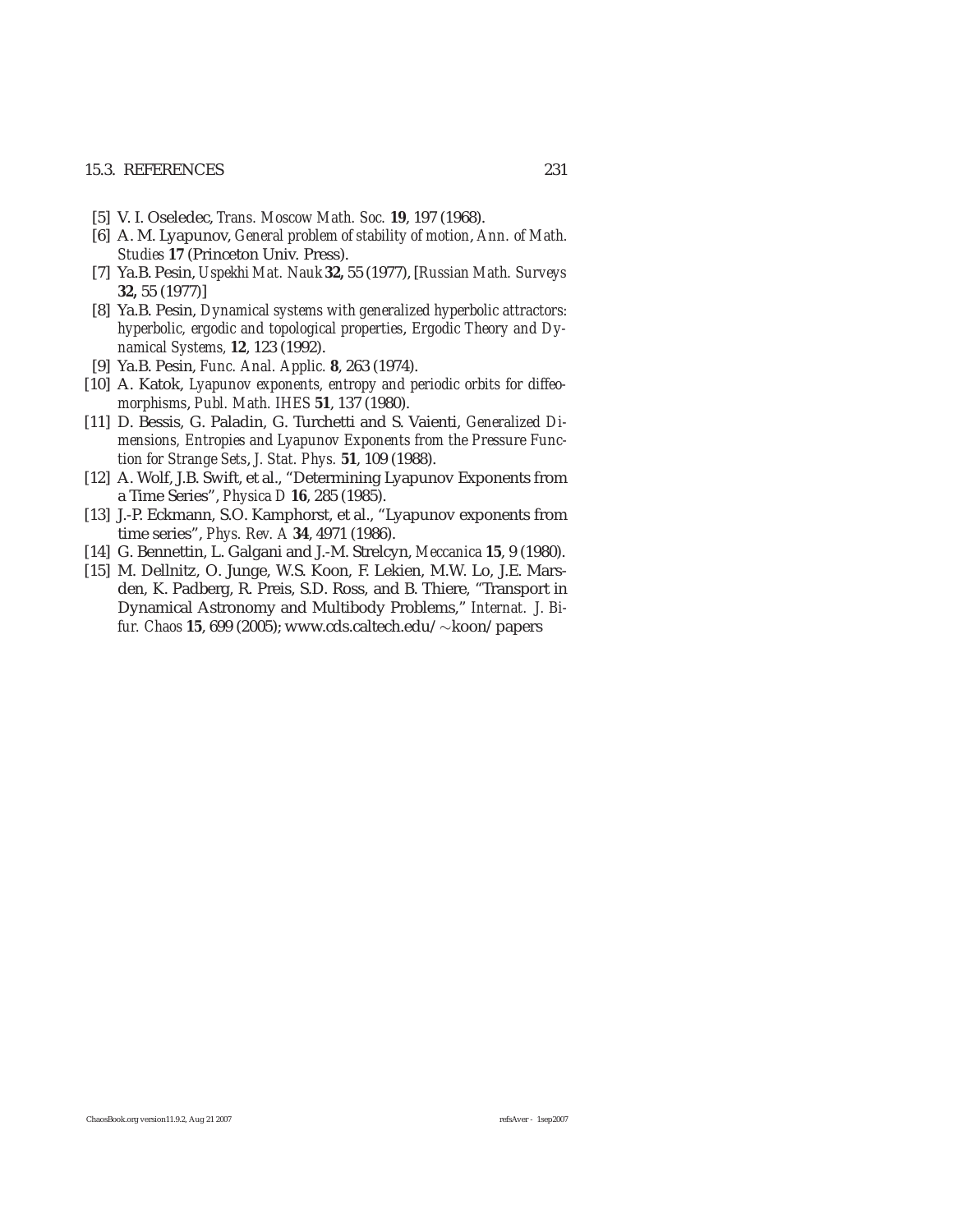[5] V. I. Oseledec, *Trans. Moscow Math. Soc.* **19**, 197 (1968).

[6] A. M. Lyapunov, *General problem of stability of motion*, *Ann. of Math. Studies* **17** (Princeton Univ. Press).

[7] Ya.B. Pesin, *Uspekhi Mat. Nauk* **32,** 55 (1977), [*Russian Math. Surveys* **32,** 55 (1977)]

[8] Ya.B. Pesin, *Dynamical systems with generalized hyperbolic attractors: hyperbolic, ergodic and topological properties*, *Ergodic Theory and Dynamical Systems,* **12**, 123 (1992).

[9] Ya.B. Pesin, *Func. Anal. Applic.* **8**, 263 (1974).

[10] A. Katok, *Lyapunov exponents, entropy and periodic orbits for diffeomorphisms*, *Publ. Math. IHES* **51**, 137 (1980).

[11] D. Bessis, G. Paladin, G. Turchetti and S. Vaienti, *Generalized Dimensions, Entropies and Lyapunov Exponents from the Pressure Function for Strange Sets*, *J. Stat. Phys.* **51**, 109 (1988).

[12] A. Wolf, J.B. Swift, et al., "Determining Lyapunov Exponents from a Time Series", *Physica D* **16**, 285 (1985).

[13] J.-P. Eckmann, S.O. Kamphorst, et al., "Lyapunov exponents from time series", *Phys. Rev. A* **34**, 4971 (1986).

[14] G. Bennettin, L. Galgani and J.-M. Strelcyn, *Meccanica* **15**, 9 (1980).

[15] M. Dellnitz, O. Junge, W.S. Koon, F. Lekien, M.W. Lo, J.E. Marsden, K. Padberg, R. Preis, S.D. Ross, and B. Thiere, "Transport in Dynamical Astronomy and Multibody Problems," *Internat. J. Bifur. Chaos* **15**, 699 (2005); www.cds.caltech.edu/$\sim$koon/papers